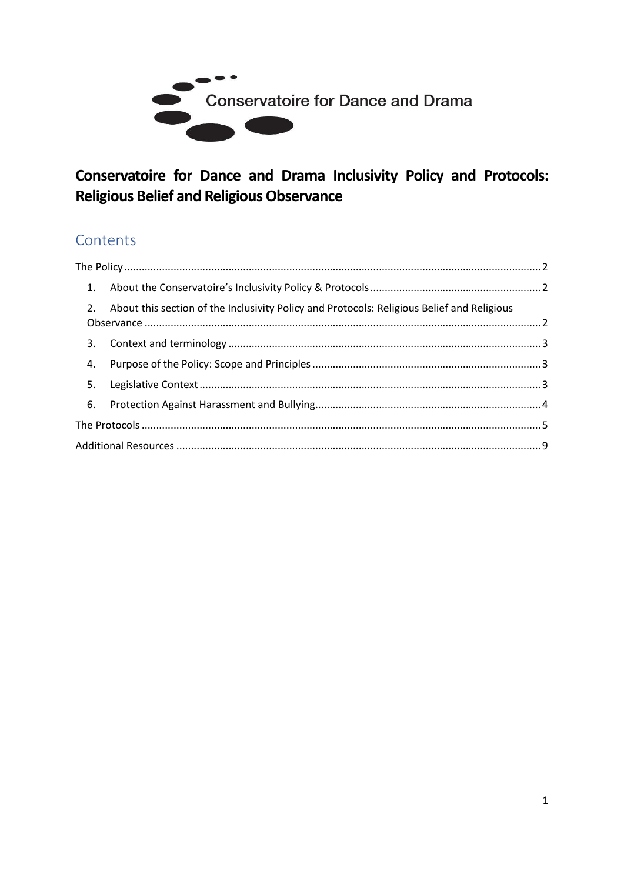Conservatoire for Dance and Drama

# Conservatoire for Dance and Drama Inclusivity Policy and Protocols: Religious Belief and Religious Observance

## Contents

The Policy ........................................................ 2

1. About the Conservatoire's Inclusivity Policy & Protocols ........................................................ 2
2. About this section of the Inclusivity Policy and Protocols: Religious Belief and Religious Observance ........................................................ 2
3. Context and terminology ........................................................ 3
4. Purpose of the Policy: Scope and Principles ........................................................ 3
5. Legislative Context ........................................................ 3
6. Protection Against Harassment and Bullying ........................................................ 4

The Protocols ........................................................ 5

Additional Resources ........................................................ 9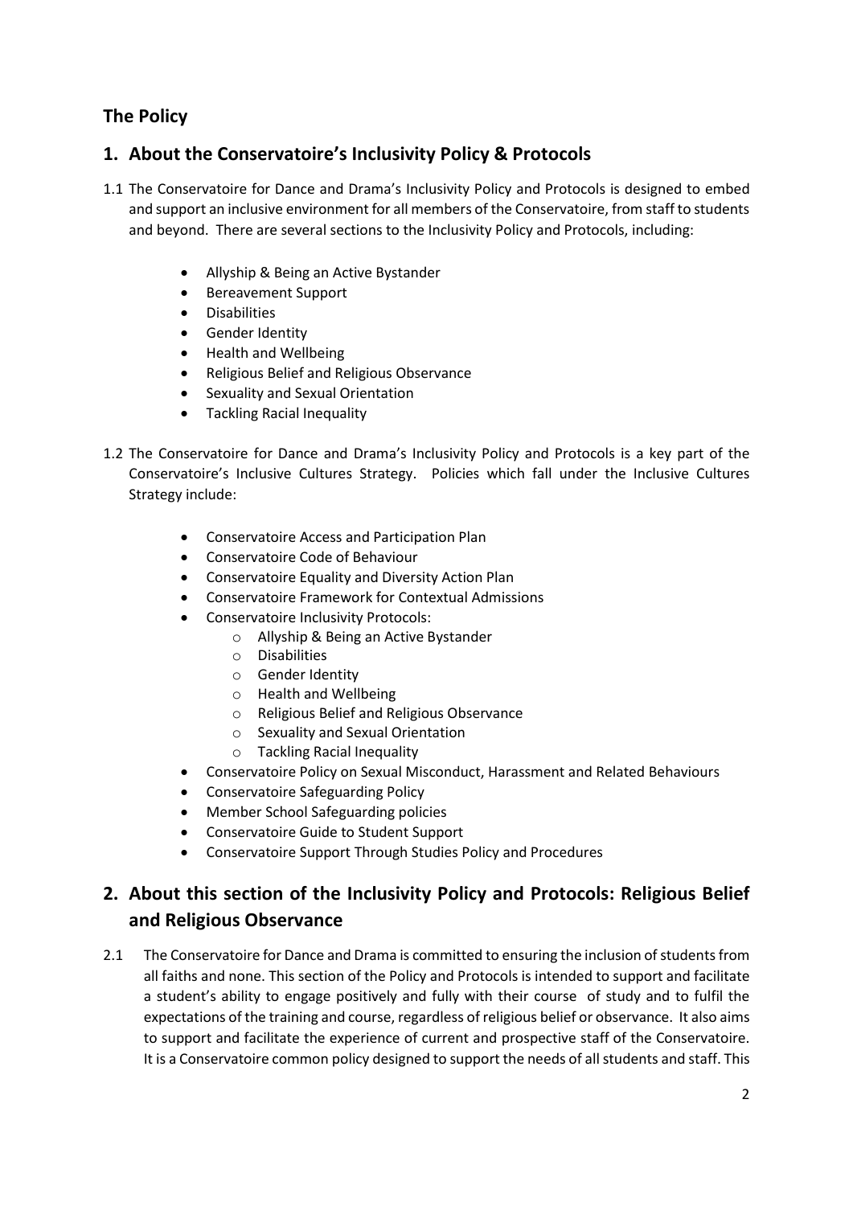## The Policy

## 1. About the Conservatoire's Inclusivity Policy & Protocols

1.1 The Conservatoire for Dance and Drama's Inclusivity Policy and Protocols is designed to embed and support an inclusive environment for all members of the Conservatoire, from staff to students and beyond. There are several sections to the Inclusivity Policy and Protocols, including:

- Allyship & Being an Active Bystander
- Bereavement Support
- Disabilities
- Gender Identity
- Health and Wellbeing
- Religious Belief and Religious Observance
- Sexuality and Sexual Orientation
- Tackling Racial Inequality

1.2 The Conservatoire for Dance and Drama's Inclusivity Policy and Protocols is a key part of the Conservatoire's Inclusive Cultures Strategy. Policies which fall under the Inclusive Cultures Strategy include:

- Conservatoire Access and Participation Plan
- Conservatoire Code of Behaviour
- Conservatoire Equality and Diversity Action Plan
- Conservatoire Framework for Contextual Admissions
- Conservatoire Inclusivity Protocols:
    - Allyship & Being an Active Bystander
    - Disabilities
    - Gender Identity
    - Health and Wellbeing
    - Religious Belief and Religious Observance
    - Sexuality and Sexual Orientation
    - Tackling Racial Inequality
- Conservatoire Policy on Sexual Misconduct, Harassment and Related Behaviours
- Conservatoire Safeguarding Policy
- Member School Safeguarding policies
- Conservatoire Guide to Student Support
- Conservatoire Support Through Studies Policy and Procedures

## 2. About this section of the Inclusivity Policy and Protocols: Religious Belief and Religious Observance

2.1 The Conservatoire for Dance and Drama is committed to ensuring the inclusion of students from all faiths and none. This section of the Policy and Protocols is intended to support and facilitate a student's ability to engage positively and fully with their course of study and to fulfil the expectations of the training and course, regardless of religious belief or observance. It also aims to support and facilitate the experience of current and prospective staff of the Conservatoire. It is a Conservatoire common policy designed to support the needs of all students and staff. This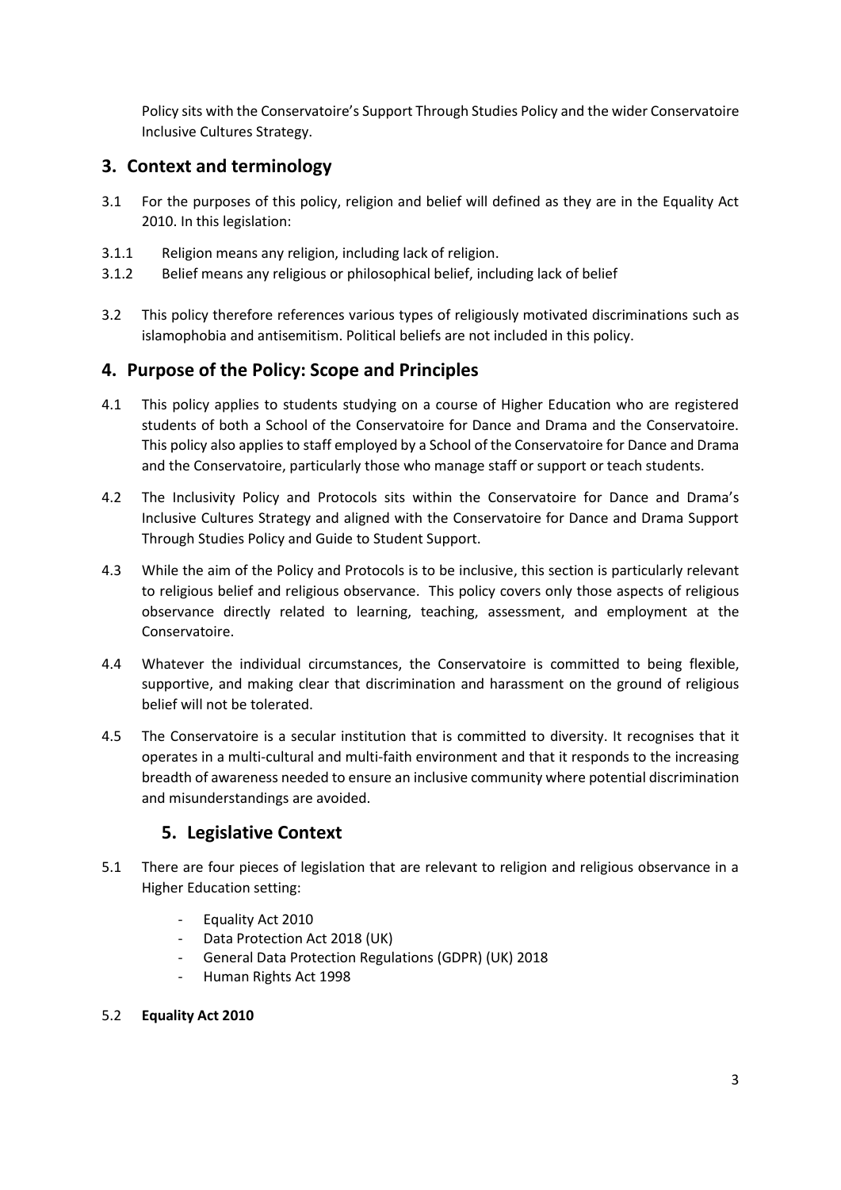Policy sits with the Conservatoire's Support Through Studies Policy and the wider Conservatoire Inclusive Cultures Strategy.

## 3. Context and terminology

3.1 For the purposes of this policy, religion and belief will defined as they are in the Equality Act 2010. In this legislation:

3.1.1 Religion means any religion, including lack of religion.

3.1.2 Belief means any religious or philosophical belief, including lack of belief

3.2 This policy therefore references various types of religiously motivated discriminations such as islamophobia and antisemitism. Political beliefs are not included in this policy.

## 4. Purpose of the Policy: Scope and Principles

4.1 This policy applies to students studying on a course of Higher Education who are registered students of both a School of the Conservatoire for Dance and Drama and the Conservatoire. This policy also applies to staff employed by a School of the Conservatoire for Dance and Drama and the Conservatoire, particularly those who manage staff or support or teach students.

4.2 The Inclusivity Policy and Protocols sits within the Conservatoire for Dance and Drama's Inclusive Cultures Strategy and aligned with the Conservatoire for Dance and Drama Support Through Studies Policy and Guide to Student Support.

4.3 While the aim of the Policy and Protocols is to be inclusive, this section is particularly relevant to religious belief and religious observance. This policy covers only those aspects of religious observance directly related to learning, teaching, assessment, and employment at the Conservatoire.

4.4 Whatever the individual circumstances, the Conservatoire is committed to being flexible, supportive, and making clear that discrimination and harassment on the ground of religious belief will not be tolerated.

4.5 The Conservatoire is a secular institution that is committed to diversity. It recognises that it operates in a multi-cultural and multi-faith environment and that it responds to the increasing breadth of awareness needed to ensure an inclusive community where potential discrimination and misunderstandings are avoided.

## 5. Legislative Context

5.1 There are four pieces of legislation that are relevant to religion and religious observance in a Higher Education setting:

- Equality Act 2010
- Data Protection Act 2018 (UK)
- General Data Protection Regulations (GDPR) (UK) 2018
- Human Rights Act 1998

5.2 **Equality Act 2010**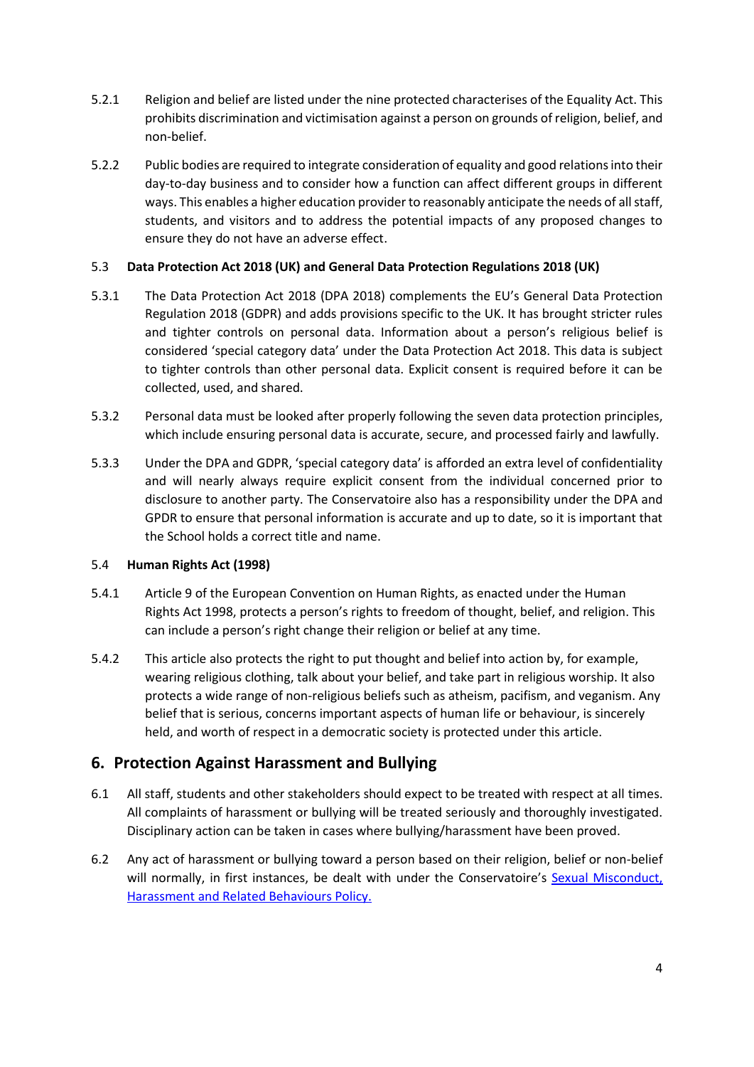5.2.1 Religion and belief are listed under the nine protected characterises of the Equality Act. This prohibits discrimination and victimisation against a person on grounds of religion, belief, and non-belief.

5.2.2 Public bodies are required to integrate consideration of equality and good relations into their day-to-day business and to consider how a function can affect different groups in different ways. This enables a higher education provider to reasonably anticipate the needs of all staff, students, and visitors and to address the potential impacts of any proposed changes to ensure they do not have an adverse effect.

5.3 **Data Protection Act 2018 (UK) and General Data Protection Regulations 2018 (UK)**

5.3.1 The Data Protection Act 2018 (DPA 2018) complements the EU's General Data Protection Regulation 2018 (GDPR) and adds provisions specific to the UK. It has brought stricter rules and tighter controls on personal data. Information about a person's religious belief is considered 'special category data' under the Data Protection Act 2018. This data is subject to tighter controls than other personal data. Explicit consent is required before it can be collected, used, and shared.

5.3.2 Personal data must be looked after properly following the seven data protection principles, which include ensuring personal data is accurate, secure, and processed fairly and lawfully.

5.3.3 Under the DPA and GDPR, 'special category data' is afforded an extra level of confidentiality and will nearly always require explicit consent from the individual concerned prior to disclosure to another party. The Conservatoire also has a responsibility under the DPA and GPDR to ensure that personal information is accurate and up to date, so it is important that the School holds a correct title and name.

5.4 **Human Rights Act (1998)**

5.4.1 Article 9 of the European Convention on Human Rights, as enacted under the Human Rights Act 1998, protects a person's rights to freedom of thought, belief, and religion. This can include a person's right change their religion or belief at any time.

5.4.2 This article also protects the right to put thought and belief into action by, for example, wearing religious clothing, talk about your belief, and take part in religious worship. It also protects a wide range of non-religious beliefs such as atheism, pacifism, and veganism. Any belief that is serious, concerns important aspects of human life or behaviour, is sincerely held, and worth of respect in a democratic society is protected under this article.

## 6. Protection Against Harassment and Bullying

6.1 All staff, students and other stakeholders should expect to be treated with respect at all times. All complaints of harassment or bullying will be treated seriously and thoroughly investigated. Disciplinary action can be taken in cases where bullying/harassment have been proved.

6.2 Any act of harassment or bullying toward a person based on their religion, belief or non-belief will normally, in first instances, be dealt with under the Conservatoire's Sexual Misconduct, Harassment and Related Behaviours Policy.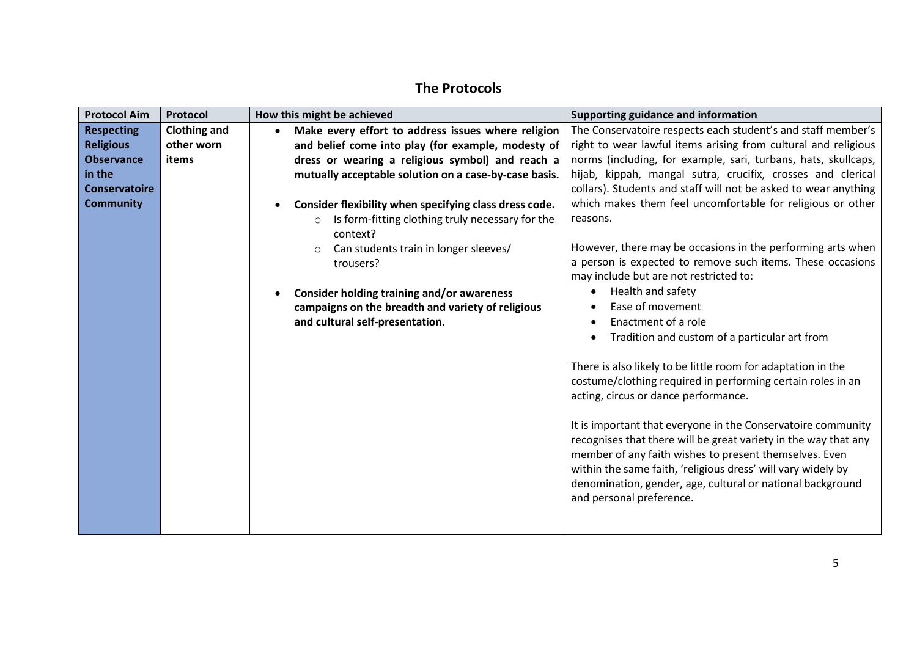## The Protocols

| Protocol Aim | Protocol | How this might be achieved | Supporting guidance and information |
|---|---|---|---|
| **Respecting Religious Observance in the Conservatoire Community** | **Clothing and other worn items** | • **Make every effort to address issues where religion and belief come into play (for example, modesty of dress or wearing a religious symbol) and reach a mutually acceptable solution on a case-by-case basis.**<br><br>• **Consider flexibility when specifying class dress code.**<br>&nbsp;&nbsp;○ Is form-fitting clothing truly necessary for the context?<br>&nbsp;&nbsp;○ Can students train in longer sleeves/ trousers?<br><br>• **Consider holding training and/or awareness campaigns on the breadth and variety of religious and cultural self-presentation.** | The Conservatoire respects each student's and staff member's right to wear lawful items arising from cultural and religious norms (including, for example, sari, turbans, hats, skullcaps, hijab, kippah, mangal sutra, crucifix, crosses and clerical collars). Students and staff will not be asked to wear anything which makes them feel uncomfortable for religious or other reasons.<br><br>However, there may be occasions in the performing arts when a person is expected to remove such items. These occasions may include but are not restricted to:<br>• Health and safety<br>• Ease of movement<br>• Enactment of a role<br>• Tradition and custom of a particular art from<br><br>There is also likely to be little room for adaptation in the costume/clothing required in performing certain roles in an acting, circus or dance performance.<br><br>It is important that everyone in the Conservatoire community recognises that there will be great variety in the way that any member of any faith wishes to present themselves. Even within the same faith, 'religious dress' will vary widely by denomination, gender, age, cultural or national background and personal preference. |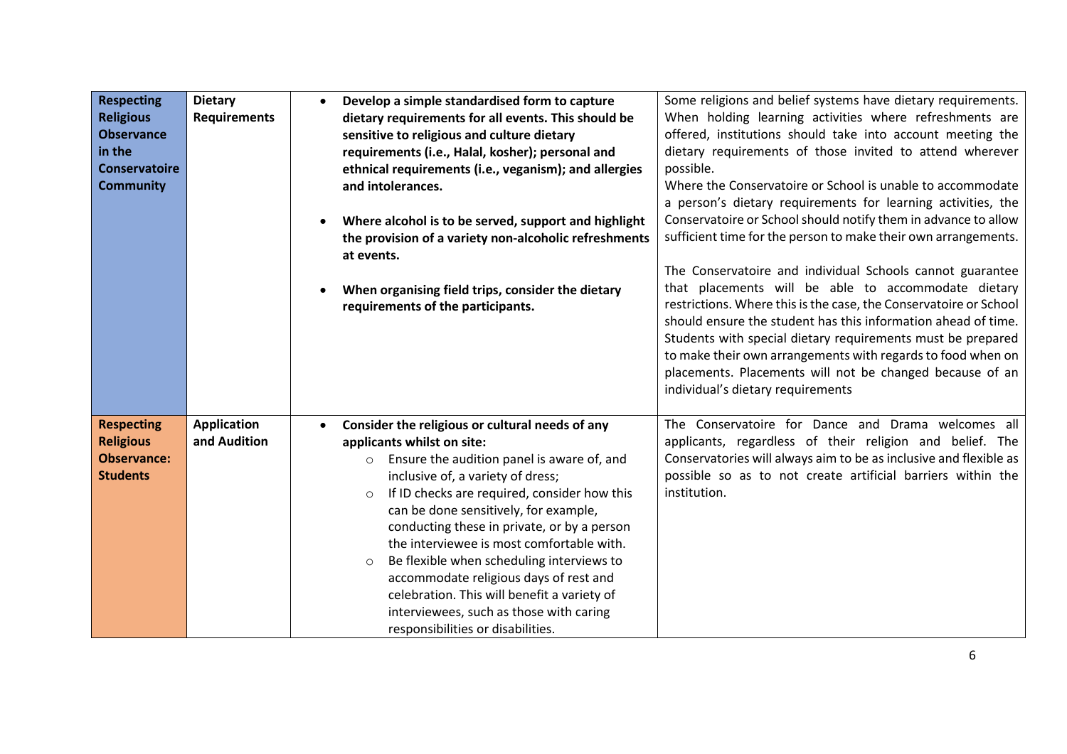| | | | |
|---|---|---|---|
| **Respecting Religious Observance in the Conservatoire Community** | **Dietary Requirements** | • **Develop a simple standardised form to capture dietary requirements for all events. This should be sensitive to religious and culture dietary requirements (i.e., Halal, kosher); personal and ethnical requirements (i.e., veganism); and allergies and intolerances.**<br><br>• **Where alcohol is to be served, support and highlight the provision of a variety non-alcoholic refreshments at events.**<br><br>• **When organising field trips, consider the dietary requirements of the participants.** | Some religions and belief systems have dietary requirements. When holding learning activities where refreshments are offered, institutions should take into account meeting the dietary requirements of those invited to attend wherever possible.<br>Where the Conservatoire or School is unable to accommodate a person's dietary requirements for learning activities, the Conservatoire or School should notify them in advance to allow sufficient time for the person to make their own arrangements.<br><br>The Conservatoire and individual Schools cannot guarantee that placements will be able to accommodate dietary restrictions. Where this is the case, the Conservatoire or School should ensure the student has this information ahead of time. Students with special dietary requirements must be prepared to make their own arrangements with regards to food when on placements. Placements will not be changed because of an individual's dietary requirements |
| **Respecting Religious Observance: Students** | **Application and Audition** | • **Consider the religious or cultural needs of any applicants whilst on site:**<br>&nbsp;&nbsp;○ Ensure the audition panel is aware of, and inclusive of, a variety of dress;<br>&nbsp;&nbsp;○ If ID checks are required, consider how this can be done sensitively, for example, conducting these in private, or by a person the interviewee is most comfortable with.<br>&nbsp;&nbsp;○ Be flexible when scheduling interviews to accommodate religious days of rest and celebration. This will benefit a variety of interviewees, such as those with caring responsibilities or disabilities. | The Conservatoire for Dance and Drama welcomes all applicants, regardless of their religion and belief. The Conservatories will always aim to be as inclusive and flexible as possible so as to not create artificial barriers within the institution. |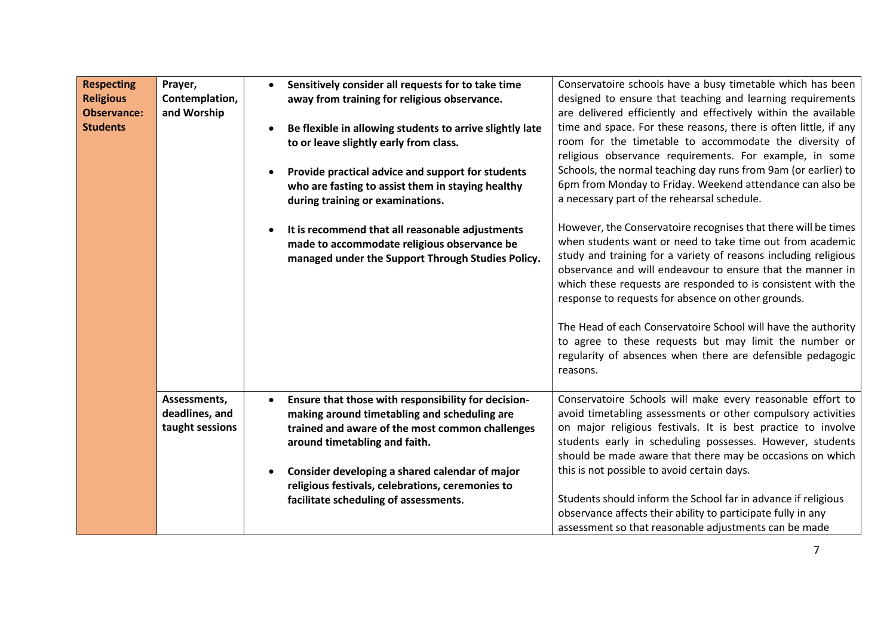| | | | |
|---|---|---|---|
| **Respecting Religious Observance: Students** | **Prayer, Contemplation, and Worship** | • **Sensitively consider all requests for to take time away from training for religious observance.**<br><br>• **Be flexible in allowing students to arrive slightly late to or leave slightly early from class.**<br><br>• **Provide practical advice and support for students who are fasting to assist them in staying healthy during training or examinations.**<br><br>• **It is recommend that all reasonable adjustments made to accommodate religious observance be managed under the Support Through Studies Policy.** | Conservatoire schools have a busy timetable which has been designed to ensure that teaching and learning requirements are delivered efficiently and effectively within the available time and space. For these reasons, there is often little, if any room for the timetable to accommodate the diversity of religious observance requirements. For example, in some Schools, the normal teaching day runs from 9am (or earlier) to 6pm from Monday to Friday. Weekend attendance can also be a necessary part of the rehearsal schedule.<br><br>However, the Conservatoire recognises that there will be times when students want or need to take time out from academic study and training for a variety of reasons including religious observance and will endeavour to ensure that the manner in which these requests are responded to is consistent with the response to requests for absence on other grounds.<br><br>The Head of each Conservatoire School will have the authority to agree to these requests but may limit the number or regularity of absences when there are defensible pedagogic reasons. |
| | **Assessments, deadlines, and taught sessions** | • **Ensure that those with responsibility for decision-making around timetabling and scheduling are trained and aware of the most common challenges around timetabling and faith.**<br><br>• **Consider developing a shared calendar of major religious festivals, celebrations, ceremonies to facilitate scheduling of assessments.** | Conservatoire Schools will make every reasonable effort to avoid timetabling assessments or other compulsory activities on major religious festivals. It is best practice to involve students early in scheduling possesses. However, students should be made aware that there may be occasions on which this is not possible to avoid certain days.<br><br>Students should inform the School far in advance if religious observance affects their ability to participate fully in any assessment so that reasonable adjustments can be made |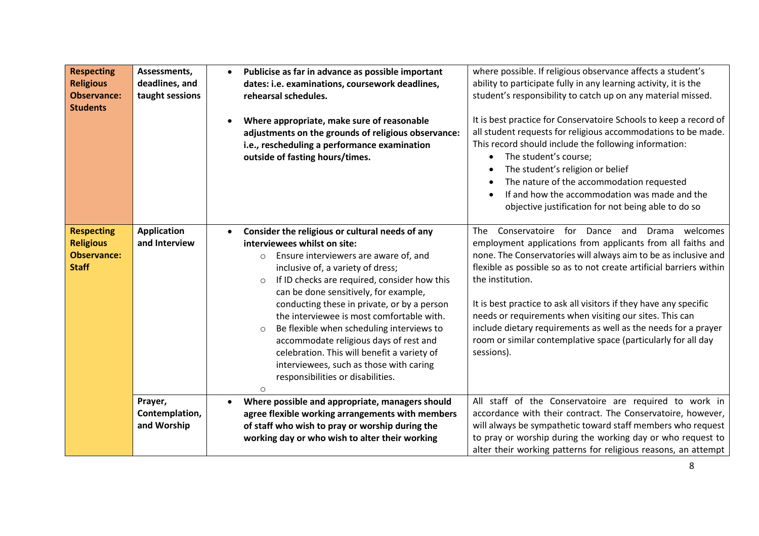| | | | |
|---|---|---|---|
| **Respecting Religious Observance: Students** | **Assessments, deadlines, and taught sessions** | • **Publicise as far in advance as possible important dates: i.e. examinations, coursework deadlines, rehearsal schedules.**<br><br>• **Where appropriate, make sure of reasonable adjustments on the grounds of religious observance: i.e., rescheduling a performance examination outside of fasting hours/times.** | where possible. If religious observance affects a student's ability to participate fully in any learning activity, it is the student's responsibility to catch up on any material missed.<br><br>It is best practice for Conservatoire Schools to keep a record of all student requests for religious accommodations to be made. This record should include the following information:<br>• The student's course;<br>• The student's religion or belief<br>• The nature of the accommodation requested<br>• If and how the accommodation was made and the objective justification for not being able to do so |
| **Respecting Religious Observance: Staff** | **Application and Interview** | • **Consider the religious or cultural needs of any interviewees whilst on site:**<br>○ Ensure interviewers are aware of, and inclusive of, a variety of dress;<br>○ If ID checks are required, consider how this can be done sensitively, for example, conducting these in private, or by a person the interviewee is most comfortable with.<br>○ Be flexible when scheduling interviews to accommodate religious days of rest and celebration. This will benefit a variety of interviewees, such as those with caring responsibilities or disabilities.<br>○ | The Conservatoire for Dance and Drama welcomes employment applications from applicants from all faiths and none. The Conservatories will always aim to be as inclusive and flexible as possible so as to not create artificial barriers within the institution.<br><br>It is best practice to ask all visitors if they have any specific needs or requirements when visiting our sites. This can include dietary requirements as well as the needs for a prayer room or similar contemplative space (particularly for all day sessions). |
| | **Prayer, Contemplation, and Worship** | • **Where possible and appropriate, managers should agree flexible working arrangements with members of staff who wish to pray or worship during the working day or who wish to alter their working** | All staff of the Conservatoire are required to work in accordance with their contract. The Conservatoire, however, will always be sympathetic toward staff members who request to pray or worship during the working day or who request to alter their working patterns for religious reasons, an attempt |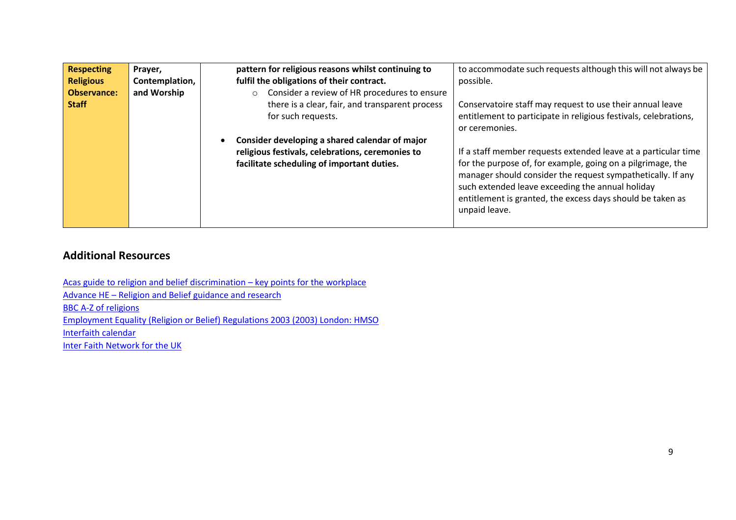| | | | |
|---|---|---|---|
| **Respecting Religious Observance: Staff** | **Prayer, Contemplation, and Worship** | **pattern for religious reasons whilst continuing to fulfil the obligations of their contract.**<br>◦ Consider a review of HR procedures to ensure there is a clear, fair, and transparent process for such requests.<br><br>• **Consider developing a shared calendar of major religious festivals, celebrations, ceremonies to facilitate scheduling of important duties.** | to accommodate such requests although this will not always be possible.<br><br>Conservatoire staff may request to use their annual leave entitlement to participate in religious festivals, celebrations, or ceremonies.<br><br>If a staff member requests extended leave at a particular time for the purpose of, for example, going on a pilgrimage, the manager should consider the request sympathetically. If any such extended leave exceeding the annual holiday entitlement is granted, the excess days should be taken as unpaid leave. |

## Additional Resources

Acas guide to religion and belief discrimination – key points for the workplace
Advance HE – Religion and Belief guidance and research
BBC A-Z of religions
Employment Equality (Religion or Belief) Regulations 2003 (2003) London: HMSO
Interfaith calendar
Inter Faith Network for the UK